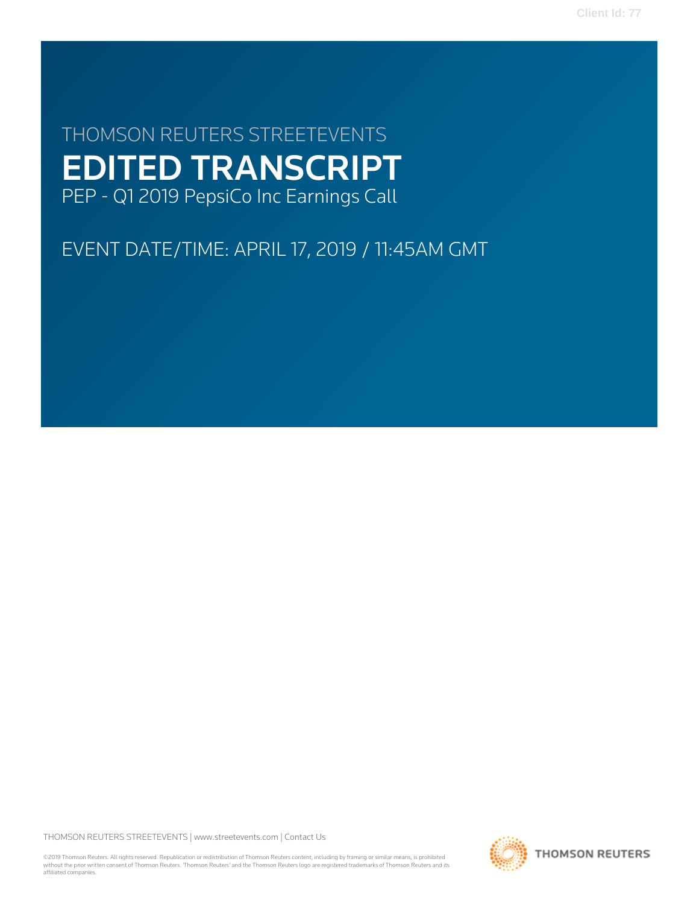THOMSON REUTERS STREETEVENTS

# EDITED TRANSCRIPT

PEP - Q1 2019 PepsiCo Inc Earnings Call

EVENT DATE/TIME: APRIL 17, 2019 / 11:45AM GMT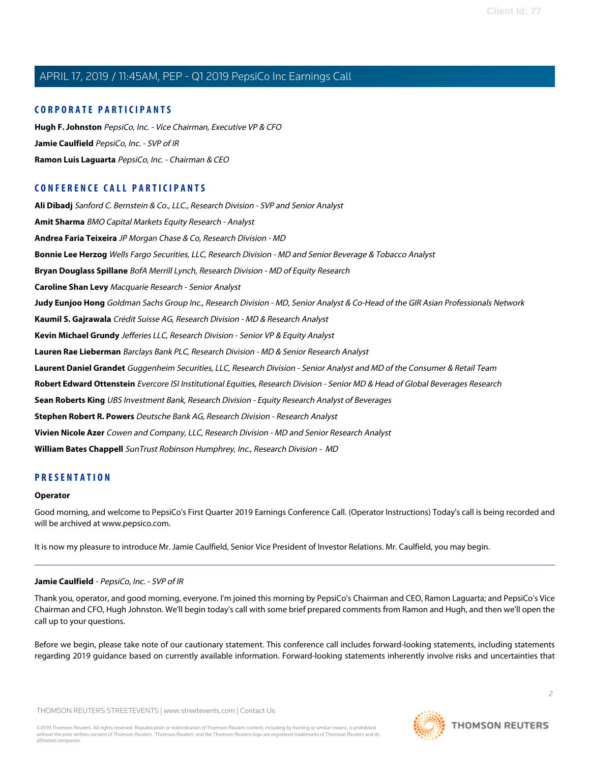## CORPORATE PARTICIPANTS

**Hugh F. Johnston** *PepsiCo, Inc. - Vice Chairman, Executive VP & CFO*

**Jamie Caulfield** *PepsiCo, Inc. - SVP of IR*

**Ramon Luis Laguarta** *PepsiCo, Inc. - Chairman & CEO*

## CONFERENCE CALL PARTICIPANTS

**Ali Dibadj** *Sanford C. Bernstein & Co., LLC., Research Division - SVP and Senior Analyst*

**Amit Sharma** *BMO Capital Markets Equity Research - Analyst*

**Andrea Faria Teixeira** *JP Morgan Chase & Co, Research Division - MD*

**Bonnie Lee Herzog** *Wells Fargo Securities, LLC, Research Division - MD and Senior Beverage & Tobacco Analyst*

**Bryan Douglass Spillane** *BofA Merrill Lynch, Research Division - MD of Equity Research*

**Caroline Shan Levy** *Macquarie Research - Senior Analyst*

**Judy Eunjoo Hong** *Goldman Sachs Group Inc., Research Division - MD, Senior Analyst & Co-Head of the GIR Asian Professionals Network*

**Kaumil S. Gajrawala** *Crédit Suisse AG, Research Division - MD & Research Analyst*

**Kevin Michael Grundy** *Jefferies LLC, Research Division - Senior VP & Equity Analyst*

**Lauren Rae Lieberman** *Barclays Bank PLC, Research Division - MD & Senior Research Analyst*

**Laurent Daniel Grandet** *Guggenheim Securities, LLC, Research Division - Senior Analyst and MD of the Consumer & Retail Team*

**Robert Edward Ottenstein** *Evercore ISI Institutional Equities, Research Division - Senior MD & Head of Global Beverages Research*

**Sean Roberts King** *UBS Investment Bank, Research Division - Equity Research Analyst of Beverages*

**Stephen Robert R. Powers** *Deutsche Bank AG, Research Division - Research Analyst*

**Vivien Nicole Azer** *Cowen and Company, LLC, Research Division - MD and Senior Research Analyst*

**William Bates Chappell** *SunTrust Robinson Humphrey, Inc., Research Division - MD*

## PRESENTATION

**Operator**

Good morning, and welcome to PepsiCo's First Quarter 2019 Earnings Conference Call. (Operator Instructions) Today's call is being recorded and will be archived at www.pepsico.com.

It is now my pleasure to introduce Mr. Jamie Caulfield, Senior Vice President of Investor Relations. Mr. Caulfield, you may begin.

---

**Jamie Caulfield** - *PepsiCo, Inc. - SVP of IR*

Thank you, operator, and good morning, everyone. I'm joined this morning by PepsiCo's Chairman and CEO, Ramon Laguarta; and PepsiCo's Vice Chairman and CFO, Hugh Johnston. We'll begin today's call with some brief prepared comments from Ramon and Hugh, and then we'll open the call up to your questions.

Before we begin, please take note of our cautionary statement. This conference call includes forward-looking statements, including statements regarding 2019 guidance based on currently available information. Forward-looking statements inherently involve risks and uncertainties that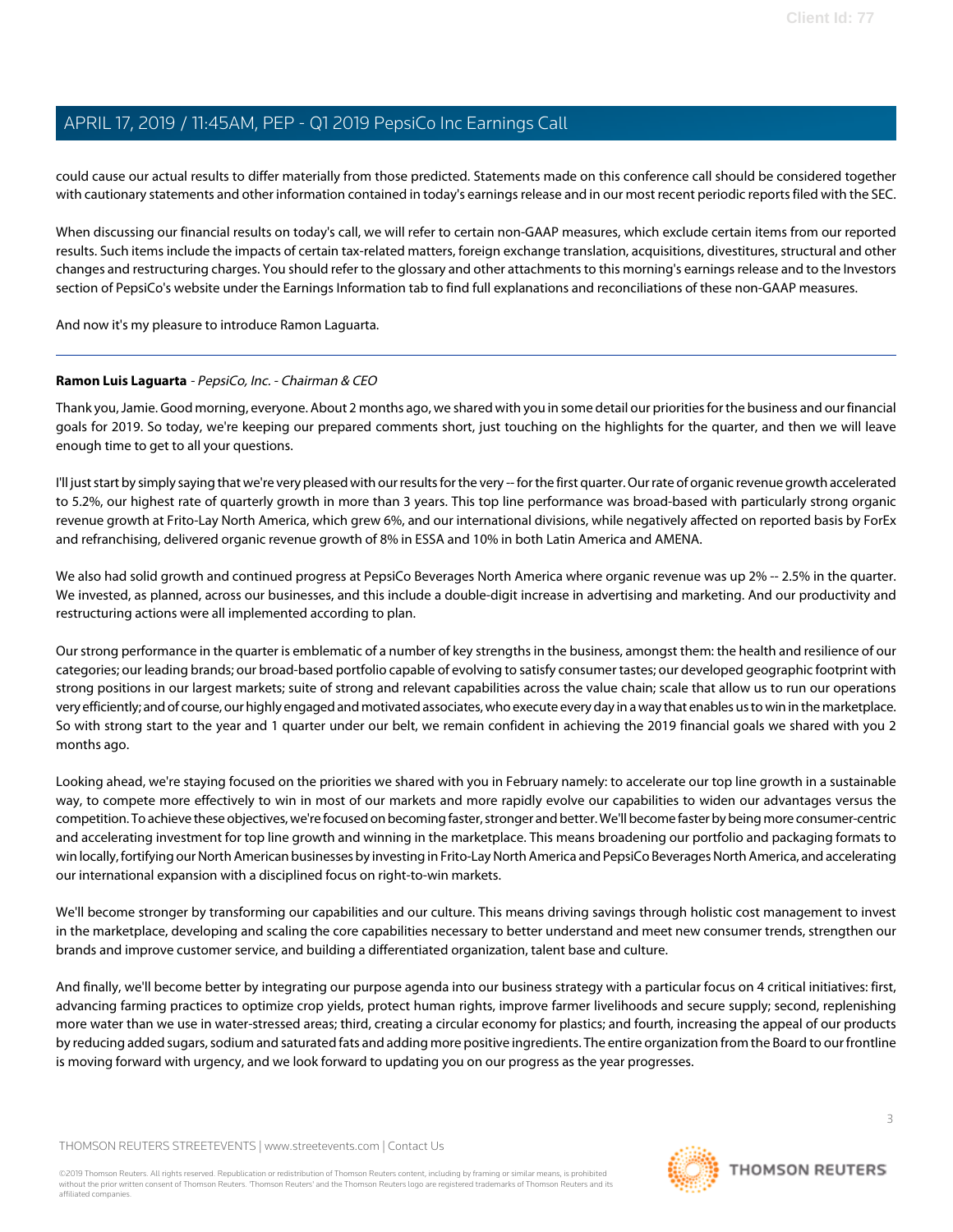could cause our actual results to differ materially from those predicted. Statements made on this conference call should be considered together with cautionary statements and other information contained in today's earnings release and in our most recent periodic reports filed with the SEC.

When discussing our financial results on today's call, we will refer to certain non-GAAP measures, which exclude certain items from our reported results. Such items include the impacts of certain tax-related matters, foreign exchange translation, acquisitions, divestitures, structural and other changes and restructuring charges. You should refer to the glossary and other attachments to this morning's earnings release and to the Investors section of PepsiCo's website under the Earnings Information tab to find full explanations and reconciliations of these non-GAAP measures.

And now it's my pleasure to introduce Ramon Laguarta.

---

**Ramon Luis Laguarta** - *PepsiCo, Inc. - Chairman & CEO*

Thank you, Jamie. Good morning, everyone. About 2 months ago, we shared with you in some detail our priorities for the business and our financial goals for 2019. So today, we're keeping our prepared comments short, just touching on the highlights for the quarter, and then we will leave enough time to get to all your questions.

I'll just start by simply saying that we're very pleased with our results for the very -- for the first quarter. Our rate of organic revenue growth accelerated to 5.2%, our highest rate of quarterly growth in more than 3 years. This top line performance was broad-based with particularly strong organic revenue growth at Frito-Lay North America, which grew 6%, and our international divisions, while negatively affected on reported basis by ForEx and refranchising, delivered organic revenue growth of 8% in ESSA and 10% in both Latin America and AMENA.

We also had solid growth and continued progress at PepsiCo Beverages North America where organic revenue was up 2% -- 2.5% in the quarter. We invested, as planned, across our businesses, and this include a double-digit increase in advertising and marketing. And our productivity and restructuring actions were all implemented according to plan.

Our strong performance in the quarter is emblematic of a number of key strengths in the business, amongst them: the health and resilience of our categories; our leading brands; our broad-based portfolio capable of evolving to satisfy consumer tastes; our developed geographic footprint with strong positions in our largest markets; suite of strong and relevant capabilities across the value chain; scale that allow us to run our operations very efficiently; and of course, our highly engaged and motivated associates, who execute every day in a way that enables us to win in the marketplace. So with strong start to the year and 1 quarter under our belt, we remain confident in achieving the 2019 financial goals we shared with you 2 months ago.

Looking ahead, we're staying focused on the priorities we shared with you in February namely: to accelerate our top line growth in a sustainable way, to compete more effectively to win in most of our markets and more rapidly evolve our capabilities to widen our advantages versus the competition. To achieve these objectives, we're focused on becoming faster, stronger and better. We'll become faster by being more consumer-centric and accelerating investment for top line growth and winning in the marketplace. This means broadening our portfolio and packaging formats to win locally, fortifying our North American businesses by investing in Frito-Lay North America and PepsiCo Beverages North America, and accelerating our international expansion with a disciplined focus on right-to-win markets.

We'll become stronger by transforming our capabilities and our culture. This means driving savings through holistic cost management to invest in the marketplace, developing and scaling the core capabilities necessary to better understand and meet new consumer trends, strengthen our brands and improve customer service, and building a differentiated organization, talent base and culture.

And finally, we'll become better by integrating our purpose agenda into our business strategy with a particular focus on 4 critical initiatives: first, advancing farming practices to optimize crop yields, protect human rights, improve farmer livelihoods and secure supply; second, replenishing more water than we use in water-stressed areas; third, creating a circular economy for plastics; and fourth, increasing the appeal of our products by reducing added sugars, sodium and saturated fats and adding more positive ingredients. The entire organization from the Board to our frontline is moving forward with urgency, and we look forward to updating you on our progress as the year progresses.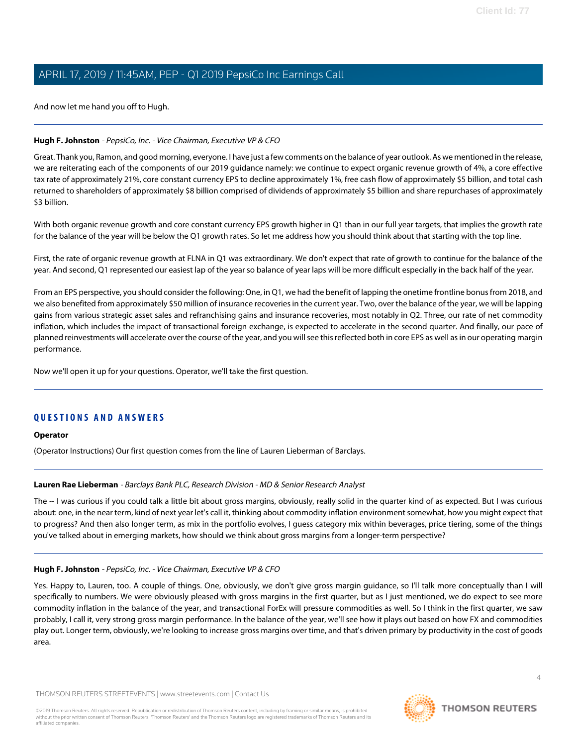And now let me hand you off to Hugh.

---

**Hugh F. Johnston** - *PepsiCo, Inc. - Vice Chairman, Executive VP & CFO*

Great. Thank you, Ramon, and good morning, everyone. I have just a few comments on the balance of year outlook. As we mentioned in the release, we are reiterating each of the components of our 2019 guidance namely: we continue to expect organic revenue growth of 4%, a core effective tax rate of approximately 21%, core constant currency EPS to decline approximately 1%, free cash flow of approximately $5 billion, and total cash returned to shareholders of approximately $8 billion comprised of dividends of approximately $5 billion and share repurchases of approximately $3 billion.

With both organic revenue growth and core constant currency EPS growth higher in Q1 than in our full year targets, that implies the growth rate for the balance of the year will be below the Q1 growth rates. So let me address how you should think about that starting with the top line.

First, the rate of organic revenue growth at FLNA in Q1 was extraordinary. We don't expect that rate of growth to continue for the balance of the year. And second, Q1 represented our easiest lap of the year so balance of year laps will be more difficult especially in the back half of the year.

From an EPS perspective, you should consider the following: One, in Q1, we had the benefit of lapping the onetime frontline bonus from 2018, and we also benefited from approximately $50 million of insurance recoveries in the current year. Two, over the balance of the year, we will be lapping gains from various strategic asset sales and refranchising gains and insurance recoveries, most notably in Q2. Three, our rate of net commodity inflation, which includes the impact of transactional foreign exchange, is expected to accelerate in the second quarter. And finally, our pace of planned reinvestments will accelerate over the course of the year, and you will see this reflected both in core EPS as well as in our operating margin performance.

Now we'll open it up for your questions. Operator, we'll take the first question.

---

## QUESTIONS AND ANSWERS

**Operator**

(Operator Instructions) Our first question comes from the line of Lauren Lieberman of Barclays.

---

**Lauren Rae Lieberman** - *Barclays Bank PLC, Research Division - MD & Senior Research Analyst*

The -- I was curious if you could talk a little bit about gross margins, obviously, really solid in the quarter kind of as expected. But I was curious about: one, in the near term, kind of next year let's call it, thinking about commodity inflation environment somewhat, how you might expect that to progress? And then also longer term, as mix in the portfolio evolves, I guess category mix within beverages, price tiering, some of the things you've talked about in emerging markets, how should we think about gross margins from a longer-term perspective?

---

**Hugh F. Johnston** - *PepsiCo, Inc. - Vice Chairman, Executive VP & CFO*

Yes. Happy to, Lauren, too. A couple of things. One, obviously, we don't give gross margin guidance, so I'll talk more conceptually than I will specifically to numbers. We were obviously pleased with gross margins in the first quarter, but as I just mentioned, we do expect to see more commodity inflation in the balance of the year, and transactional ForEx will pressure commodities as well. So I think in the first quarter, we saw probably, I call it, very strong gross margin performance. In the balance of the year, we'll see how it plays out based on how FX and commodities play out. Longer term, obviously, we're looking to increase gross margins over time, and that's driven primary by productivity in the cost of goods area.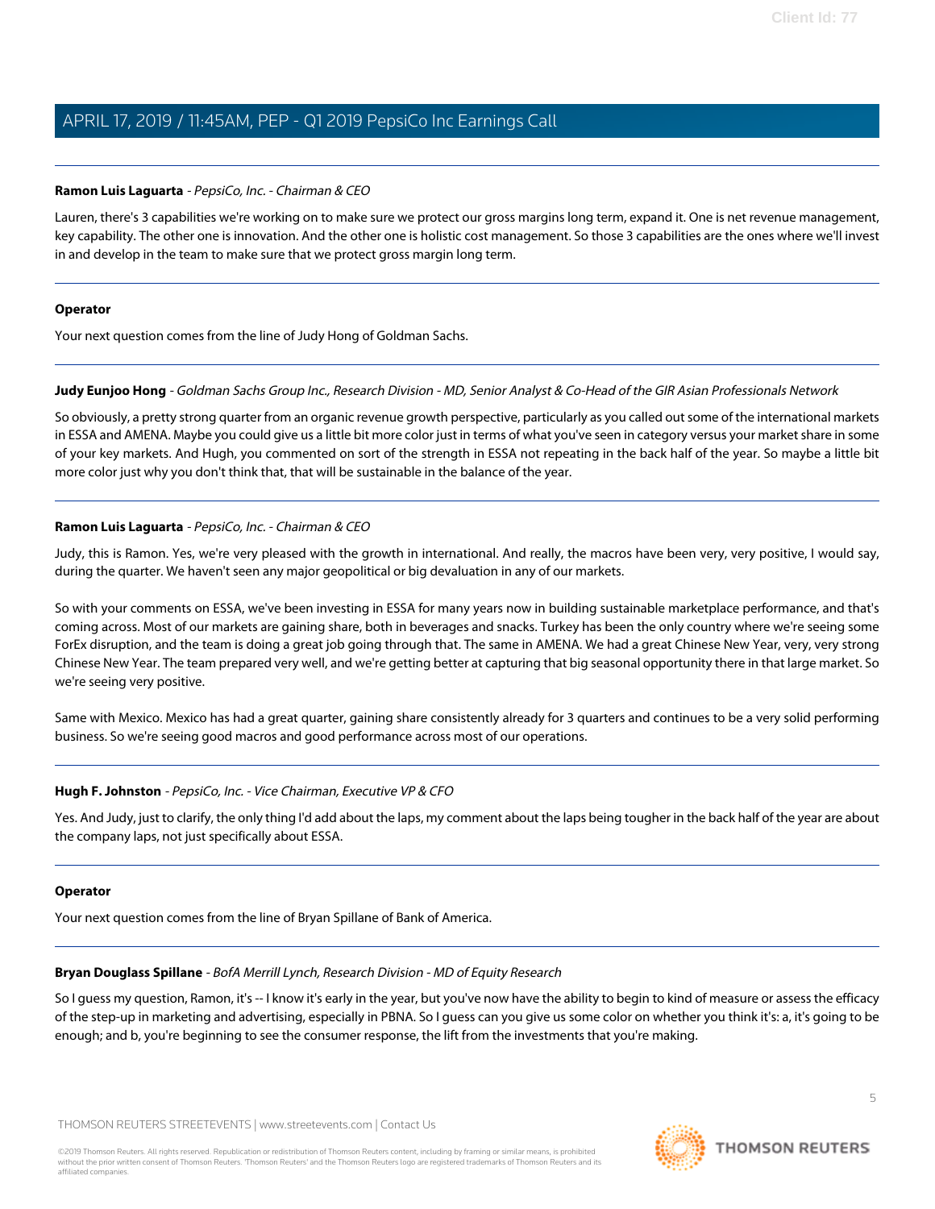**Ramon Luis Laguarta** - *PepsiCo, Inc. - Chairman & CEO*

Lauren, there's 3 capabilities we're working on to make sure we protect our gross margins long term, expand it. One is net revenue management, key capability. The other one is innovation. And the other one is holistic cost management. So those 3 capabilities are the ones where we'll invest in and develop in the team to make sure that we protect gross margin long term.

---

**Operator**

Your next question comes from the line of Judy Hong of Goldman Sachs.

---

**Judy Eunjoo Hong** - *Goldman Sachs Group Inc., Research Division - MD, Senior Analyst & Co-Head of the GIR Asian Professionals Network*

So obviously, a pretty strong quarter from an organic revenue growth perspective, particularly as you called out some of the international markets in ESSA and AMENA. Maybe you could give us a little bit more color just in terms of what you've seen in category versus your market share in some of your key markets. And Hugh, you commented on sort of the strength in ESSA not repeating in the back half of the year. So maybe a little bit more color just why you don't think that, that will be sustainable in the balance of the year.

---

**Ramon Luis Laguarta** - *PepsiCo, Inc. - Chairman & CEO*

Judy, this is Ramon. Yes, we're very pleased with the growth in international. And really, the macros have been very, very positive, I would say, during the quarter. We haven't seen any major geopolitical or big devaluation in any of our markets.

So with your comments on ESSA, we've been investing in ESSA for many years now in building sustainable marketplace performance, and that's coming across. Most of our markets are gaining share, both in beverages and snacks. Turkey has been the only country where we're seeing some ForEx disruption, and the team is doing a great job going through that. The same in AMENA. We had a great Chinese New Year, very, very strong Chinese New Year. The team prepared very well, and we're getting better at capturing that big seasonal opportunity there in that large market. So we're seeing very positive.

Same with Mexico. Mexico has had a great quarter, gaining share consistently already for 3 quarters and continues to be a very solid performing business. So we're seeing good macros and good performance across most of our operations.

---

**Hugh F. Johnston** - *PepsiCo, Inc. - Vice Chairman, Executive VP & CFO*

Yes. And Judy, just to clarify, the only thing I'd add about the laps, my comment about the laps being tougher in the back half of the year are about the company laps, not just specifically about ESSA.

---

**Operator**

Your next question comes from the line of Bryan Spillane of Bank of America.

---

**Bryan Douglass Spillane** - *BofA Merrill Lynch, Research Division - MD of Equity Research*

So I guess my question, Ramon, it's -- I know it's early in the year, but you've now have the ability to begin to kind of measure or assess the efficacy of the step-up in marketing and advertising, especially in PBNA. So I guess can you give us some color on whether you think it's: a, it's going to be enough; and b, you're beginning to see the consumer response, the lift from the investments that you're making.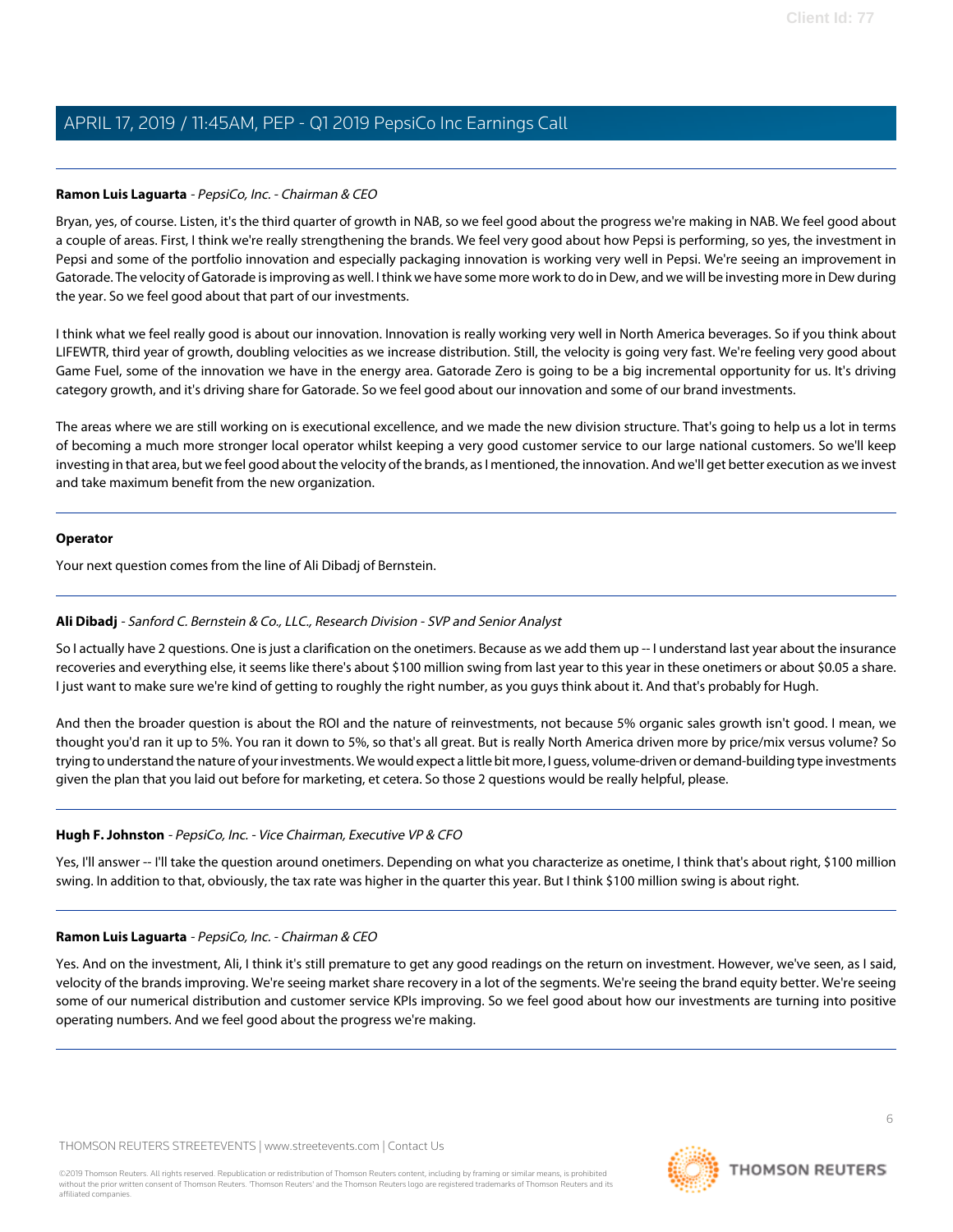**Ramon Luis Laguarta** - *PepsiCo, Inc. - Chairman & CEO*

Bryan, yes, of course. Listen, it's the third quarter of growth in NAB, so we feel good about the progress we're making in NAB. We feel good about a couple of areas. First, I think we're really strengthening the brands. We feel very good about how Pepsi is performing, so yes, the investment in Pepsi and some of the portfolio innovation and especially packaging innovation is working very well in Pepsi. We're seeing an improvement in Gatorade. The velocity of Gatorade is improving as well. I think we have some more work to do in Dew, and we will be investing more in Dew during the year. So we feel good about that part of our investments.

I think what we feel really good is about our innovation. Innovation is really working very well in North America beverages. So if you think about LIFEWTR, third year of growth, doubling velocities as we increase distribution. Still, the velocity is going very fast. We're feeling very good about Game Fuel, some of the innovation we have in the energy area. Gatorade Zero is going to be a big incremental opportunity for us. It's driving category growth, and it's driving share for Gatorade. So we feel good about our innovation and some of our brand investments.

The areas where we are still working on is executional excellence, and we made the new division structure. That's going to help us a lot in terms of becoming a much more stronger local operator whilst keeping a very good customer service to our large national customers. So we'll keep investing in that area, but we feel good about the velocity of the brands, as I mentioned, the innovation. And we'll get better execution as we invest and take maximum benefit from the new organization.

---

**Operator**

Your next question comes from the line of Ali Dibadj of Bernstein.

---

**Ali Dibadj** - *Sanford C. Bernstein & Co., LLC., Research Division - SVP and Senior Analyst*

So I actually have 2 questions. One is just a clarification on the onetimers. Because as we add them up -- I understand last year about the insurance recoveries and everything else, it seems like there's about $100 million swing from last year to this year in these onetimers or about $0.05 a share. I just want to make sure we're kind of getting to roughly the right number, as you guys think about it. And that's probably for Hugh.

And then the broader question is about the ROI and the nature of reinvestments, not because 5% organic sales growth isn't good. I mean, we thought you'd ran it up to 5%. You ran it down to 5%, so that's all great. But is really North America driven more by price/mix versus volume? So trying to understand the nature of your investments. We would expect a little bit more, I guess, volume-driven or demand-building type investments given the plan that you laid out before for marketing, et cetera. So those 2 questions would be really helpful, please.

---

**Hugh F. Johnston** - *PepsiCo, Inc. - Vice Chairman, Executive VP & CFO*

Yes, I'll answer -- I'll take the question around onetimers. Depending on what you characterize as onetime, I think that's about right, $100 million swing. In addition to that, obviously, the tax rate was higher in the quarter this year. But I think $100 million swing is about right.

---

**Ramon Luis Laguarta** - *PepsiCo, Inc. - Chairman & CEO*

Yes. And on the investment, Ali, I think it's still premature to get any good readings on the return on investment. However, we've seen, as I said, velocity of the brands improving. We're seeing market share recovery in a lot of the segments. We're seeing the brand equity better. We're seeing some of our numerical distribution and customer service KPIs improving. So we feel good about how our investments are turning into positive operating numbers. And we feel good about the progress we're making.

---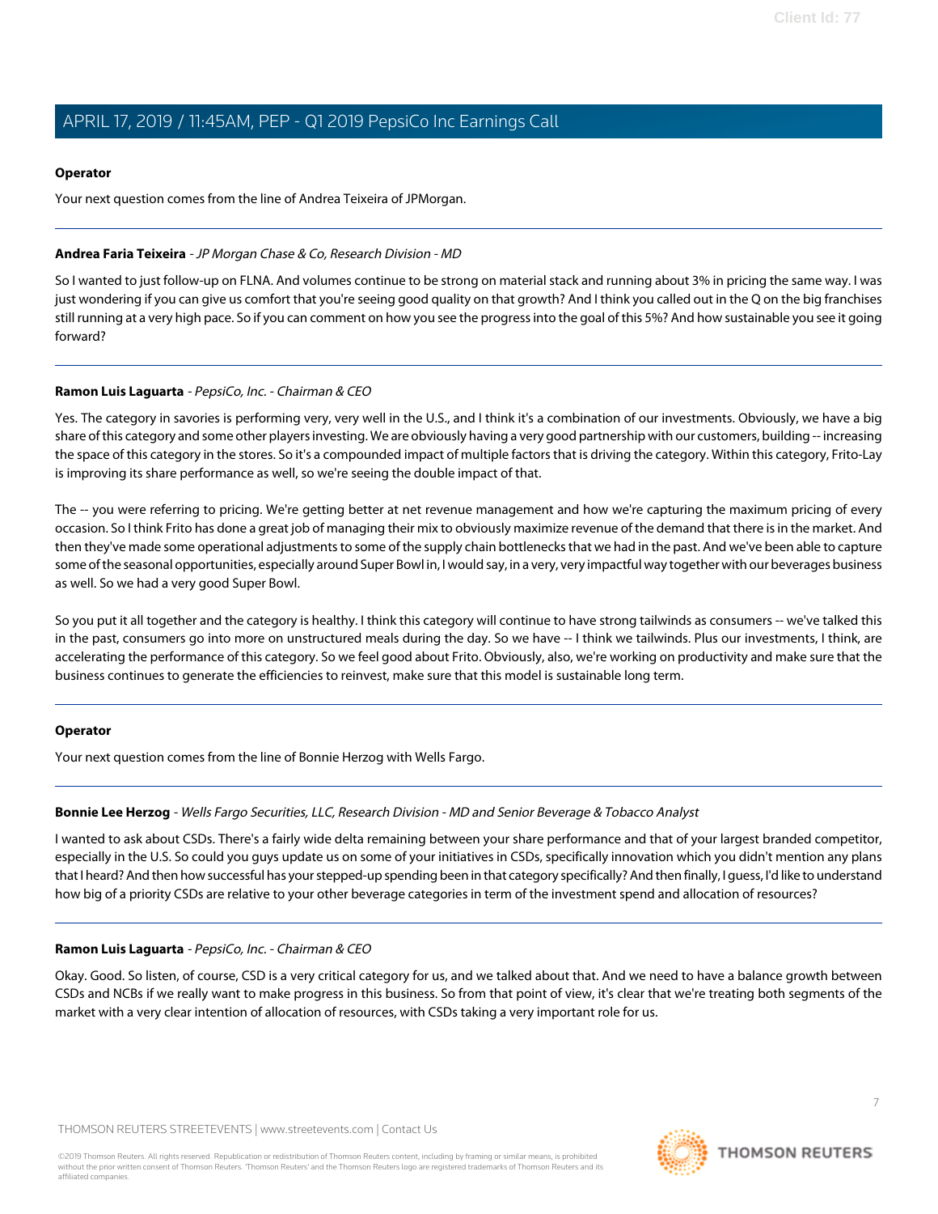**Operator**

Your next question comes from the line of Andrea Teixeira of JPMorgan.

---

**Andrea Faria Teixeira** *- JP Morgan Chase & Co, Research Division - MD*

So I wanted to just follow-up on FLNA. And volumes continue to be strong on material stack and running about 3% in pricing the same way. I was just wondering if you can give us comfort that you're seeing good quality on that growth? And I think you called out in the Q on the big franchises still running at a very high pace. So if you can comment on how you see the progress into the goal of this 5%? And how sustainable you see it going forward?

---

**Ramon Luis Laguarta** *- PepsiCo, Inc. - Chairman & CEO*

Yes. The category in savories is performing very, very well in the U.S., and I think it's a combination of our investments. Obviously, we have a big share of this category and some other players investing. We are obviously having a very good partnership with our customers, building -- increasing the space of this category in the stores. So it's a compounded impact of multiple factors that is driving the category. Within this category, Frito-Lay is improving its share performance as well, so we're seeing the double impact of that.

The -- you were referring to pricing. We're getting better at net revenue management and how we're capturing the maximum pricing of every occasion. So I think Frito has done a great job of managing their mix to obviously maximize revenue of the demand that there is in the market. And then they've made some operational adjustments to some of the supply chain bottlenecks that we had in the past. And we've been able to capture some of the seasonal opportunities, especially around Super Bowl in, I would say, in a very, very impactful way together with our beverages business as well. So we had a very good Super Bowl.

So you put it all together and the category is healthy. I think this category will continue to have strong tailwinds as consumers -- we've talked this in the past, consumers go into more on unstructured meals during the day. So we have -- I think we tailwinds. Plus our investments, I think, are accelerating the performance of this category. So we feel good about Frito. Obviously, also, we're working on productivity and make sure that the business continues to generate the efficiencies to reinvest, make sure that this model is sustainable long term.

---

**Operator**

Your next question comes from the line of Bonnie Herzog with Wells Fargo.

---

**Bonnie Lee Herzog** *- Wells Fargo Securities, LLC, Research Division - MD and Senior Beverage & Tobacco Analyst*

I wanted to ask about CSDs. There's a fairly wide delta remaining between your share performance and that of your largest branded competitor, especially in the U.S. So could you guys update us on some of your initiatives in CSDs, specifically innovation which you didn't mention any plans that I heard? And then how successful has your stepped-up spending been in that category specifically? And then finally, I guess, I'd like to understand how big of a priority CSDs are relative to your other beverage categories in term of the investment spend and allocation of resources?

---

**Ramon Luis Laguarta** *- PepsiCo, Inc. - Chairman & CEO*

Okay. Good. So listen, of course, CSD is a very critical category for us, and we talked about that. And we need to have a balance growth between CSDs and NCBs if we really want to make progress in this business. So from that point of view, it's clear that we're treating both segments of the market with a very clear intention of allocation of resources, with CSDs taking a very important role for us.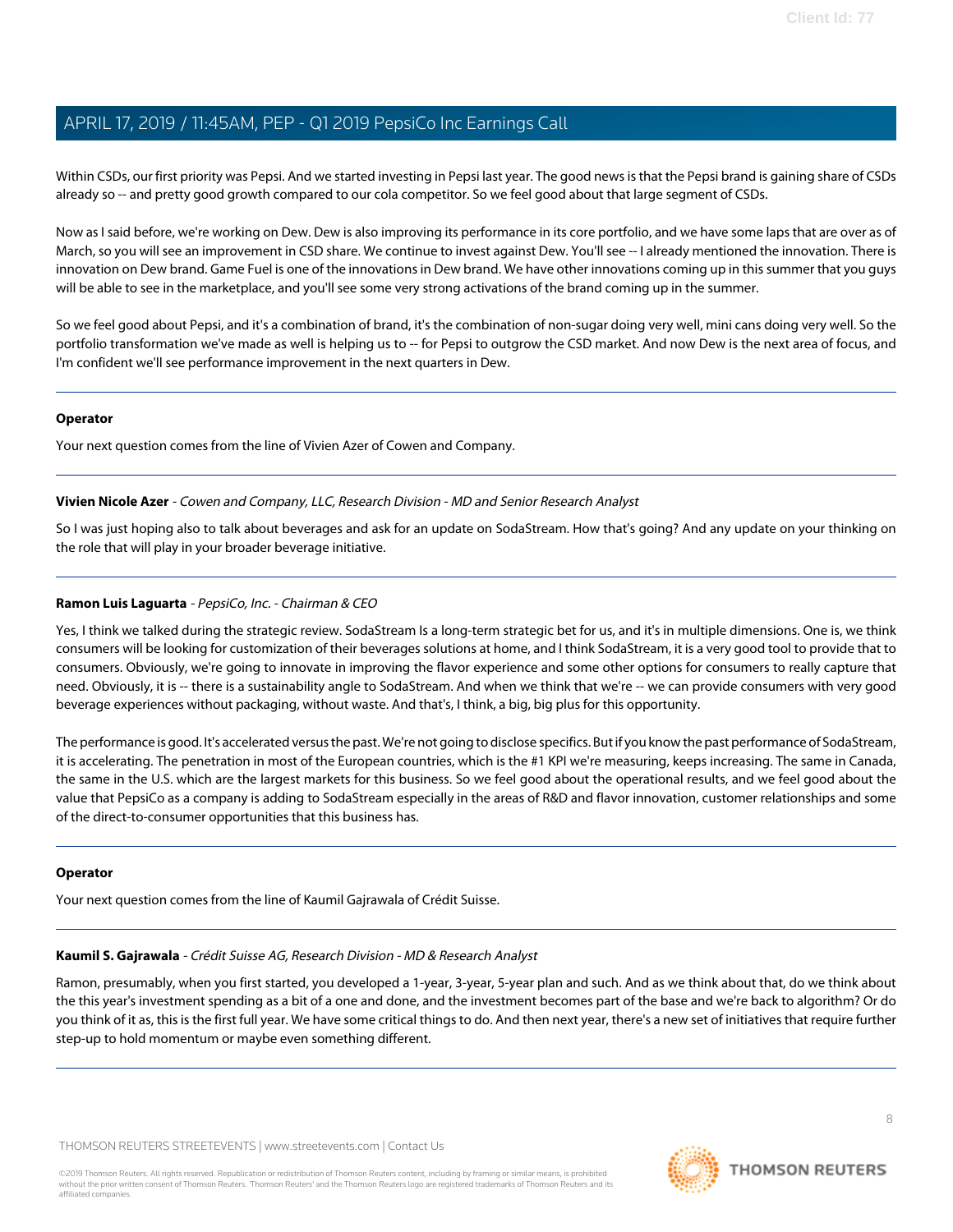Within CSDs, our first priority was Pepsi. And we started investing in Pepsi last year. The good news is that the Pepsi brand is gaining share of CSDs already so -- and pretty good growth compared to our cola competitor. So we feel good about that large segment of CSDs.

Now as I said before, we're working on Dew. Dew is also improving its performance in its core portfolio, and we have some laps that are over as of March, so you will see an improvement in CSD share. We continue to invest against Dew. You'll see -- I already mentioned the innovation. There is innovation on Dew brand. Game Fuel is one of the innovations in Dew brand. We have other innovations coming up in this summer that you guys will be able to see in the marketplace, and you'll see some very strong activations of the brand coming up in the summer.

So we feel good about Pepsi, and it's a combination of brand, it's the combination of non-sugar doing very well, mini cans doing very well. So the portfolio transformation we've made as well is helping us to -- for Pepsi to outgrow the CSD market. And now Dew is the next area of focus, and I'm confident we'll see performance improvement in the next quarters in Dew.

---

**Operator**

Your next question comes from the line of Vivien Azer of Cowen and Company.

---

**Vivien Nicole Azer** - *Cowen and Company, LLC, Research Division - MD and Senior Research Analyst*

So I was just hoping also to talk about beverages and ask for an update on SodaStream. How that's going? And any update on your thinking on the role that will play in your broader beverage initiative.

---

**Ramon Luis Laguarta** - *PepsiCo, Inc. - Chairman & CEO*

Yes, I think we talked during the strategic review. SodaStream Is a long-term strategic bet for us, and it's in multiple dimensions. One is, we think consumers will be looking for customization of their beverages solutions at home, and I think SodaStream, it is a very good tool to provide that to consumers. Obviously, we're going to innovate in improving the flavor experience and some other options for consumers to really capture that need. Obviously, it is -- there is a sustainability angle to SodaStream. And when we think that we're -- we can provide consumers with very good beverage experiences without packaging, without waste. And that's, I think, a big, big plus for this opportunity.

The performance is good. It's accelerated versus the past. We're not going to disclose specifics. But if you know the past performance of SodaStream, it is accelerating. The penetration in most of the European countries, which is the #1 KPI we're measuring, keeps increasing. The same in Canada, the same in the U.S. which are the largest markets for this business. So we feel good about the operational results, and we feel good about the value that PepsiCo as a company is adding to SodaStream especially in the areas of R&D and flavor innovation, customer relationships and some of the direct-to-consumer opportunities that this business has.

---

**Operator**

Your next question comes from the line of Kaumil Gajrawala of Crédit Suisse.

---

**Kaumil S. Gajrawala** - *Crédit Suisse AG, Research Division - MD & Research Analyst*

Ramon, presumably, when you first started, you developed a 1-year, 3-year, 5-year plan and such. And as we think about that, do we think about the this year's investment spending as a bit of a one and done, and the investment becomes part of the base and we're back to algorithm? Or do you think of it as, this is the first full year. We have some critical things to do. And then next year, there's a new set of initiatives that require further step-up to hold momentum or maybe even something different.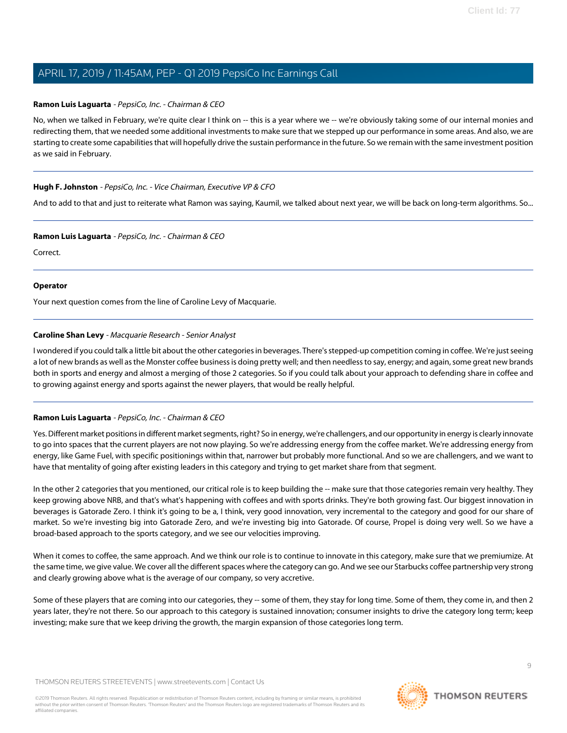**Ramon Luis Laguarta** - *PepsiCo, Inc. - Chairman & CEO*

No, when we talked in February, we're quite clear I think on -- this is a year where we -- we're obviously taking some of our internal monies and redirecting them, that we needed some additional investments to make sure that we stepped up our performance in some areas. And also, we are starting to create some capabilities that will hopefully drive the sustain performance in the future. So we remain with the same investment position as we said in February.

---

**Hugh F. Johnston** - *PepsiCo, Inc. - Vice Chairman, Executive VP & CFO*

And to add to that and just to reiterate what Ramon was saying, Kaumil, we talked about next year, we will be back on long-term algorithms. So...

---

**Ramon Luis Laguarta** - *PepsiCo, Inc. - Chairman & CEO*

Correct.

---

**Operator**

Your next question comes from the line of Caroline Levy of Macquarie.

---

**Caroline Shan Levy** - *Macquarie Research - Senior Analyst*

I wondered if you could talk a little bit about the other categories in beverages. There's stepped-up competition coming in coffee. We're just seeing a lot of new brands as well as the Monster coffee business is doing pretty well; and then needless to say, energy; and again, some great new brands both in sports and energy and almost a merging of those 2 categories. So if you could talk about your approach to defending share in coffee and to growing against energy and sports against the newer players, that would be really helpful.

---

**Ramon Luis Laguarta** - *PepsiCo, Inc. - Chairman & CEO*

Yes. Different market positions in different market segments, right? So in energy, we're challengers, and our opportunity in energy is clearly innovate to go into spaces that the current players are not now playing. So we're addressing energy from the coffee market. We're addressing energy from energy, like Game Fuel, with specific positionings within that, narrower but probably more functional. And so we are challengers, and we want to have that mentality of going after existing leaders in this category and trying to get market share from that segment.

In the other 2 categories that you mentioned, our critical role is to keep building the -- make sure that those categories remain very healthy. They keep growing above NRB, and that's what's happening with coffees and with sports drinks. They're both growing fast. Our biggest innovation in beverages is Gatorade Zero. I think it's going to be a, I think, very good innovation, very incremental to the category and good for our share of market. So we're investing big into Gatorade Zero, and we're investing big into Gatorade. Of course, Propel is doing very well. So we have a broad-based approach to the sports category, and we see our velocities improving.

When it comes to coffee, the same approach. And we think our role is to continue to innovate in this category, make sure that we premiumize. At the same time, we give value. We cover all the different spaces where the category can go. And we see our Starbucks coffee partnership very strong and clearly growing above what is the average of our company, so very accretive.

Some of these players that are coming into our categories, they -- some of them, they stay for long time. Some of them, they come in, and then 2 years later, they're not there. So our approach to this category is sustained innovation; consumer insights to drive the category long term; keep investing; make sure that we keep driving the growth, the margin expansion of those categories long term.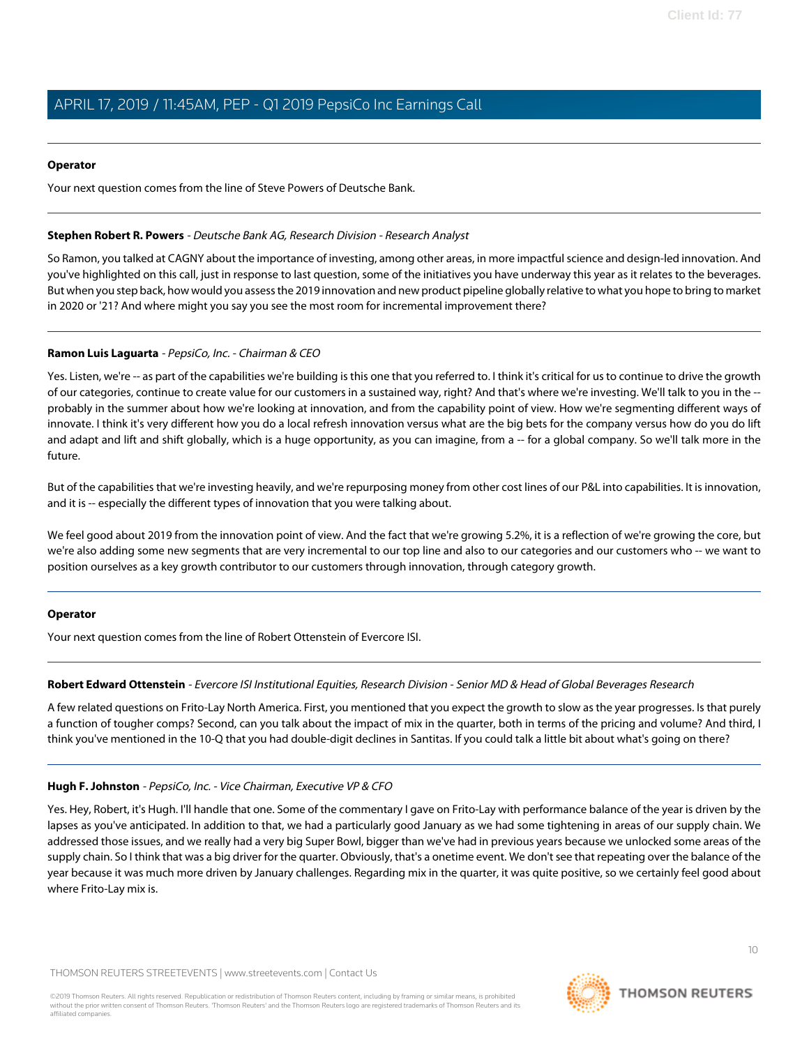**Operator**

Your next question comes from the line of Steve Powers of Deutsche Bank.

---

**Stephen Robert R. Powers** - *Deutsche Bank AG, Research Division - Research Analyst*

So Ramon, you talked at CAGNY about the importance of investing, among other areas, in more impactful science and design-led innovation. And you've highlighted on this call, just in response to last question, some of the initiatives you have underway this year as it relates to the beverages. But when you step back, how would you assess the 2019 innovation and new product pipeline globally relative to what you hope to bring to market in 2020 or '21? And where might you say you see the most room for incremental improvement there?

---

**Ramon Luis Laguarta** - *PepsiCo, Inc. - Chairman & CEO*

Yes. Listen, we're -- as part of the capabilities we're building is this one that you referred to. I think it's critical for us to continue to drive the growth of our categories, continue to create value for our customers in a sustained way, right? And that's where we're investing. We'll talk to you in the -- probably in the summer about how we're looking at innovation, and from the capability point of view. How we're segmenting different ways of innovate. I think it's very different how you do a local refresh innovation versus what are the big bets for the company versus how do you do lift and adapt and lift and shift globally, which is a huge opportunity, as you can imagine, from a -- for a global company. So we'll talk more in the future.

But of the capabilities that we're investing heavily, and we're repurposing money from other cost lines of our P&L into capabilities. It is innovation, and it is -- especially the different types of innovation that you were talking about.

We feel good about 2019 from the innovation point of view. And the fact that we're growing 5.2%, it is a reflection of we're growing the core, but we're also adding some new segments that are very incremental to our top line and also to our categories and our customers who -- we want to position ourselves as a key growth contributor to our customers through innovation, through category growth.

---

**Operator**

Your next question comes from the line of Robert Ottenstein of Evercore ISI.

---

**Robert Edward Ottenstein** - *Evercore ISI Institutional Equities, Research Division - Senior MD & Head of Global Beverages Research*

A few related questions on Frito-Lay North America. First, you mentioned that you expect the growth to slow as the year progresses. Is that purely a function of tougher comps? Second, can you talk about the impact of mix in the quarter, both in terms of the pricing and volume? And third, I think you've mentioned in the 10-Q that you had double-digit declines in Santitas. If you could talk a little bit about what's going on there?

---

**Hugh F. Johnston** - *PepsiCo, Inc. - Vice Chairman, Executive VP & CFO*

Yes. Hey, Robert, it's Hugh. I'll handle that one. Some of the commentary I gave on Frito-Lay with performance balance of the year is driven by the lapses as you've anticipated. In addition to that, we had a particularly good January as we had some tightening in areas of our supply chain. We addressed those issues, and we really had a very big Super Bowl, bigger than we've had in previous years because we unlocked some areas of the supply chain. So I think that was a big driver for the quarter. Obviously, that's a onetime event. We don't see that repeating over the balance of the year because it was much more driven by January challenges. Regarding mix in the quarter, it was quite positive, so we certainly feel good about where Frito-Lay mix is.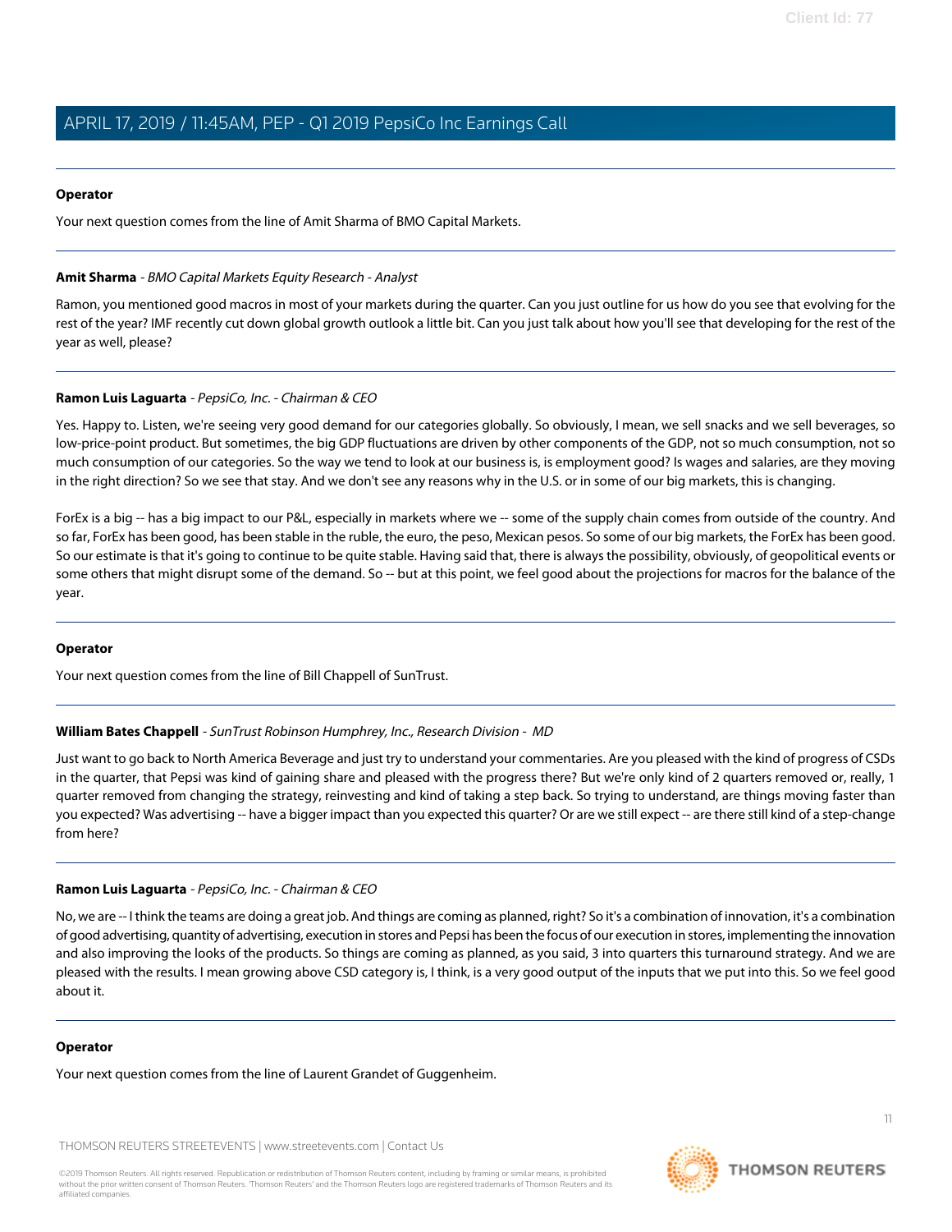**Operator**

Your next question comes from the line of Amit Sharma of BMO Capital Markets.

---

**Amit Sharma** - *BMO Capital Markets Equity Research - Analyst*

Ramon, you mentioned good macros in most of your markets during the quarter. Can you just outline for us how do you see that evolving for the rest of the year? IMF recently cut down global growth outlook a little bit. Can you just talk about how you'll see that developing for the rest of the year as well, please?

---

**Ramon Luis Laguarta** - *PepsiCo, Inc. - Chairman & CEO*

Yes. Happy to. Listen, we're seeing very good demand for our categories globally. So obviously, I mean, we sell snacks and we sell beverages, so low-price-point product. But sometimes, the big GDP fluctuations are driven by other components of the GDP, not so much consumption, not so much consumption of our categories. So the way we tend to look at our business is, is employment good? Is wages and salaries, are they moving in the right direction? So we see that stay. And we don't see any reasons why in the U.S. or in some of our big markets, this is changing.

ForEx is a big -- has a big impact to our P&L, especially in markets where we -- some of the supply chain comes from outside of the country. And so far, ForEx has been good, has been stable in the ruble, the euro, the peso, Mexican pesos. So some of our big markets, the ForEx has been good. So our estimate is that it's going to continue to be quite stable. Having said that, there is always the possibility, obviously, of geopolitical events or some others that might disrupt some of the demand. So -- but at this point, we feel good about the projections for macros for the balance of the year.

---

**Operator**

Your next question comes from the line of Bill Chappell of SunTrust.

---

**William Bates Chappell** - *SunTrust Robinson Humphrey, Inc., Research Division - MD*

Just want to go back to North America Beverage and just try to understand your commentaries. Are you pleased with the kind of progress of CSDs in the quarter, that Pepsi was kind of gaining share and pleased with the progress there? But we're only kind of 2 quarters removed or, really, 1 quarter removed from changing the strategy, reinvesting and kind of taking a step back. So trying to understand, are things moving faster than you expected? Was advertising -- have a bigger impact than you expected this quarter? Or are we still expect -- are there still kind of a step-change from here?

---

**Ramon Luis Laguarta** - *PepsiCo, Inc. - Chairman & CEO*

No, we are -- I think the teams are doing a great job. And things are coming as planned, right? So it's a combination of innovation, it's a combination of good advertising, quantity of advertising, execution in stores and Pepsi has been the focus of our execution in stores, implementing the innovation and also improving the looks of the products. So things are coming as planned, as you said, 3 into quarters this turnaround strategy. And we are pleased with the results. I mean growing above CSD category is, I think, is a very good output of the inputs that we put into this. So we feel good about it.

---

**Operator**

Your next question comes from the line of Laurent Grandet of Guggenheim.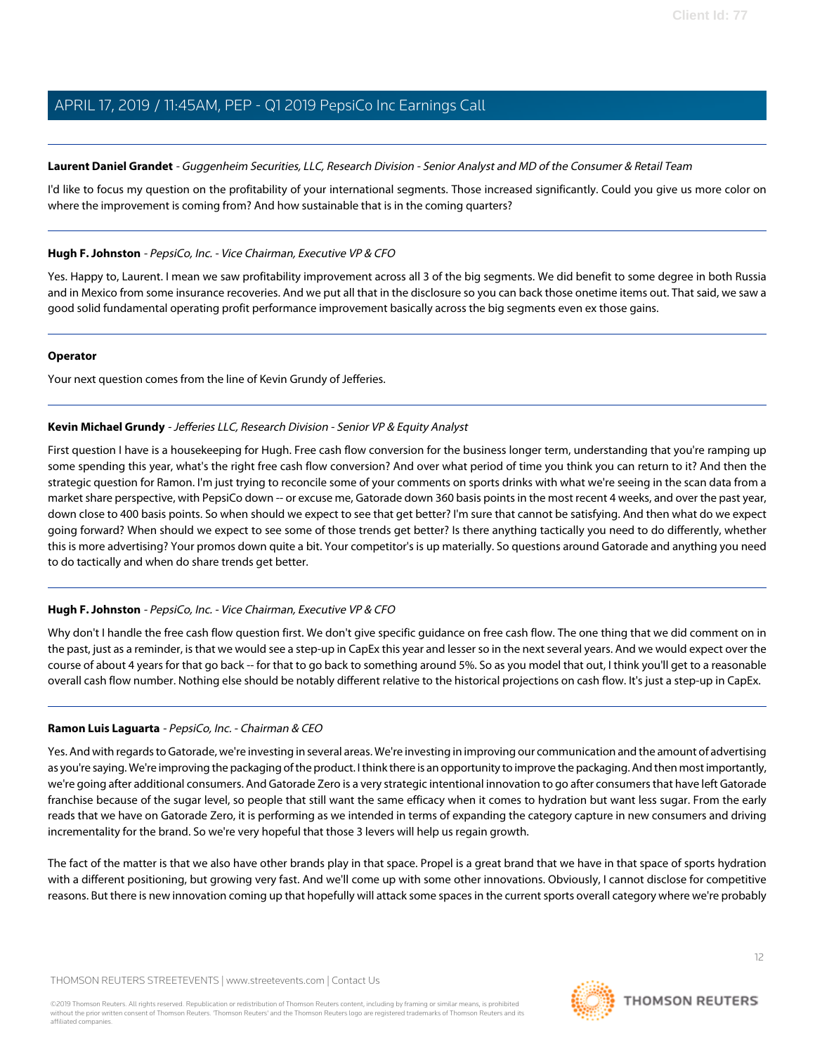**Laurent Daniel Grandet** - *Guggenheim Securities, LLC, Research Division - Senior Analyst and MD of the Consumer & Retail Team*

I'd like to focus my question on the profitability of your international segments. Those increased significantly. Could you give us more color on where the improvement is coming from? And how sustainable that is in the coming quarters?

---

**Hugh F. Johnston** - *PepsiCo, Inc. - Vice Chairman, Executive VP & CFO*

Yes. Happy to, Laurent. I mean we saw profitability improvement across all 3 of the big segments. We did benefit to some degree in both Russia and in Mexico from some insurance recoveries. And we put all that in the disclosure so you can back those onetime items out. That said, we saw a good solid fundamental operating profit performance improvement basically across the big segments even ex those gains.

---

**Operator**

Your next question comes from the line of Kevin Grundy of Jefferies.

---

**Kevin Michael Grundy** - *Jefferies LLC, Research Division - Senior VP & Equity Analyst*

First question I have is a housekeeping for Hugh. Free cash flow conversion for the business longer term, understanding that you're ramping up some spending this year, what's the right free cash flow conversion? And over what period of time you think you can return to it? And then the strategic question for Ramon. I'm just trying to reconcile some of your comments on sports drinks with what we're seeing in the scan data from a market share perspective, with PepsiCo down -- or excuse me, Gatorade down 360 basis points in the most recent 4 weeks, and over the past year, down close to 400 basis points. So when should we expect to see that get better? I'm sure that cannot be satisfying. And then what do we expect going forward? When should we expect to see some of those trends get better? Is there anything tactically you need to do differently, whether this is more advertising? Your promos down quite a bit. Your competitor's is up materially. So questions around Gatorade and anything you need to do tactically and when do share trends get better.

---

**Hugh F. Johnston** - *PepsiCo, Inc. - Vice Chairman, Executive VP & CFO*

Why don't I handle the free cash flow question first. We don't give specific guidance on free cash flow. The one thing that we did comment on in the past, just as a reminder, is that we would see a step-up in CapEx this year and lesser so in the next several years. And we would expect over the course of about 4 years for that go back -- for that to go back to something around 5%. So as you model that out, I think you'll get to a reasonable overall cash flow number. Nothing else should be notably different relative to the historical projections on cash flow. It's just a step-up in CapEx.

---

**Ramon Luis Laguarta** - *PepsiCo, Inc. - Chairman & CEO*

Yes. And with regards to Gatorade, we're investing in several areas. We're investing in improving our communication and the amount of advertising as you're saying. We're improving the packaging of the product. I think there is an opportunity to improve the packaging. And then most importantly, we're going after additional consumers. And Gatorade Zero is a very strategic intentional innovation to go after consumers that have left Gatorade franchise because of the sugar level, so people that still want the same efficacy when it comes to hydration but want less sugar. From the early reads that we have on Gatorade Zero, it is performing as we intended in terms of expanding the category capture in new consumers and driving incrementality for the brand. So we're very hopeful that those 3 levers will help us regain growth.

The fact of the matter is that we also have other brands play in that space. Propel is a great brand that we have in that space of sports hydration with a different positioning, but growing very fast. And we'll come up with some other innovations. Obviously, I cannot disclose for competitive reasons. But there is new innovation coming up that hopefully will attack some spaces in the current sports overall category where we're probably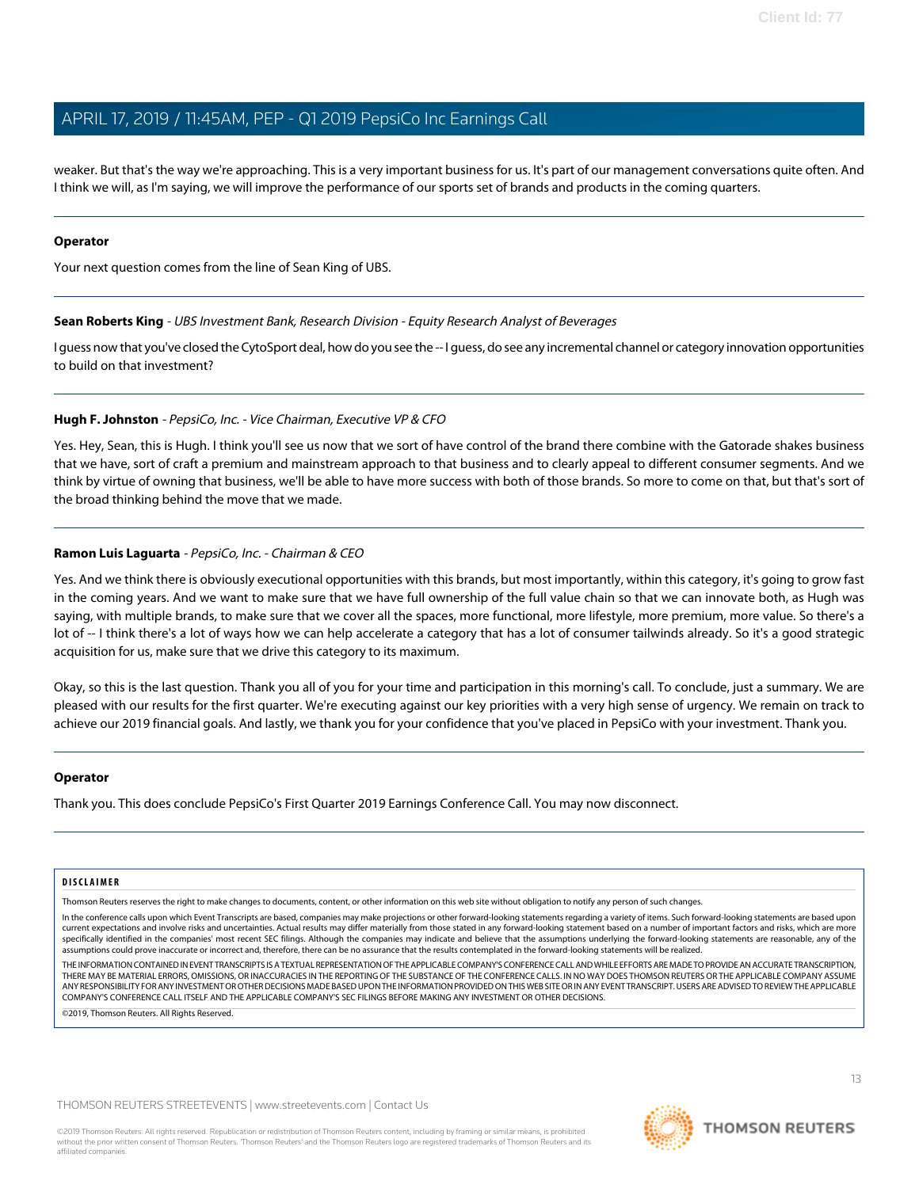weaker. But that's the way we're approaching. This is a very important business for us. It's part of our management conversations quite often. And I think we will, as I'm saying, we will improve the performance of our sports set of brands and products in the coming quarters.

---

**Operator**

Your next question comes from the line of Sean King of UBS.

---

**Sean Roberts King** - *UBS Investment Bank, Research Division - Equity Research Analyst of Beverages*

I guess now that you've closed the CytoSport deal, how do you see the -- I guess, do see any incremental channel or category innovation opportunities to build on that investment?

---

**Hugh F. Johnston** - *PepsiCo, Inc. - Vice Chairman, Executive VP & CFO*

Yes. Hey, Sean, this is Hugh. I think you'll see us now that we sort of have control of the brand there combine with the Gatorade shakes business that we have, sort of craft a premium and mainstream approach to that business and to clearly appeal to different consumer segments. And we think by virtue of owning that business, we'll be able to have more success with both of those brands. So more to come on that, but that's sort of the broad thinking behind the move that we made.

---

**Ramon Luis Laguarta** - *PepsiCo, Inc. - Chairman & CEO*

Yes. And we think there is obviously executional opportunities with this brands, but most importantly, within this category, it's going to grow fast in the coming years. And we want to make sure that we have full ownership of the full value chain so that we can innovate both, as Hugh was saying, with multiple brands, to make sure that we cover all the spaces, more functional, more lifestyle, more premium, more value. So there's a lot of -- I think there's a lot of ways how we can help accelerate a category that has a lot of consumer tailwinds already. So it's a good strategic acquisition for us, make sure that we drive this category to its maximum.

Okay, so this is the last question. Thank you all of you for your time and participation in this morning's call. To conclude, just a summary. We are pleased with our results for the first quarter. We're executing against our key priorities with a very high sense of urgency. We remain on track to achieve our 2019 financial goals. And lastly, we thank you for your confidence that you've placed in PepsiCo with your investment. Thank you.

---

**Operator**

Thank you. This does conclude PepsiCo's First Quarter 2019 Earnings Conference Call. You may now disconnect.

---

**DISCLAIMER**

Thomson Reuters reserves the right to make changes to documents, content, or other information on this web site without obligation to notify any person of such changes.

In the conference calls upon which Event Transcripts are based, companies may make projections or other forward-looking statements regarding a variety of items. Such forward-looking statements are based upon current expectations and involve risks and uncertainties. Actual results may differ materially from those stated in any forward-looking statement based on a number of important factors and risks, which are more specifically identified in the companies' most recent SEC filings. Although the companies may indicate and believe that the assumptions underlying the forward-looking statements are reasonable, any of the assumptions could prove inaccurate or incorrect and, therefore, there can be no assurance that the results contemplated in the forward-looking statements will be realized.

THE INFORMATION CONTAINED IN EVENT TRANSCRIPTS IS A TEXTUAL REPRESENTATION OF THE APPLICABLE COMPANY'S CONFERENCE CALL AND WHILE EFFORTS ARE MADE TO PROVIDE AN ACCURATE TRANSCRIPTION, THERE MAY BE MATERIAL ERRORS, OMISSIONS, OR INACCURACIES IN THE REPORTING OF THE SUBSTANCE OF THE CONFERENCE CALLS. IN NO WAY DOES THOMSON REUTERS OR THE APPLICABLE COMPANY ASSUME ANY RESPONSIBILITY FOR ANY INVESTMENT OR OTHER DECISIONS MADE BASED UPON THE INFORMATION PROVIDED ON THIS WEB SITE OR IN ANY EVENT TRANSCRIPT. USERS ARE ADVISED TO REVIEW THE APPLICABLE COMPANY'S CONFERENCE CALL ITSELF AND THE APPLICABLE COMPANY'S SEC FILINGS BEFORE MAKING ANY INVESTMENT OR OTHER DECISIONS.

©2019, Thomson Reuters. All Rights Reserved.